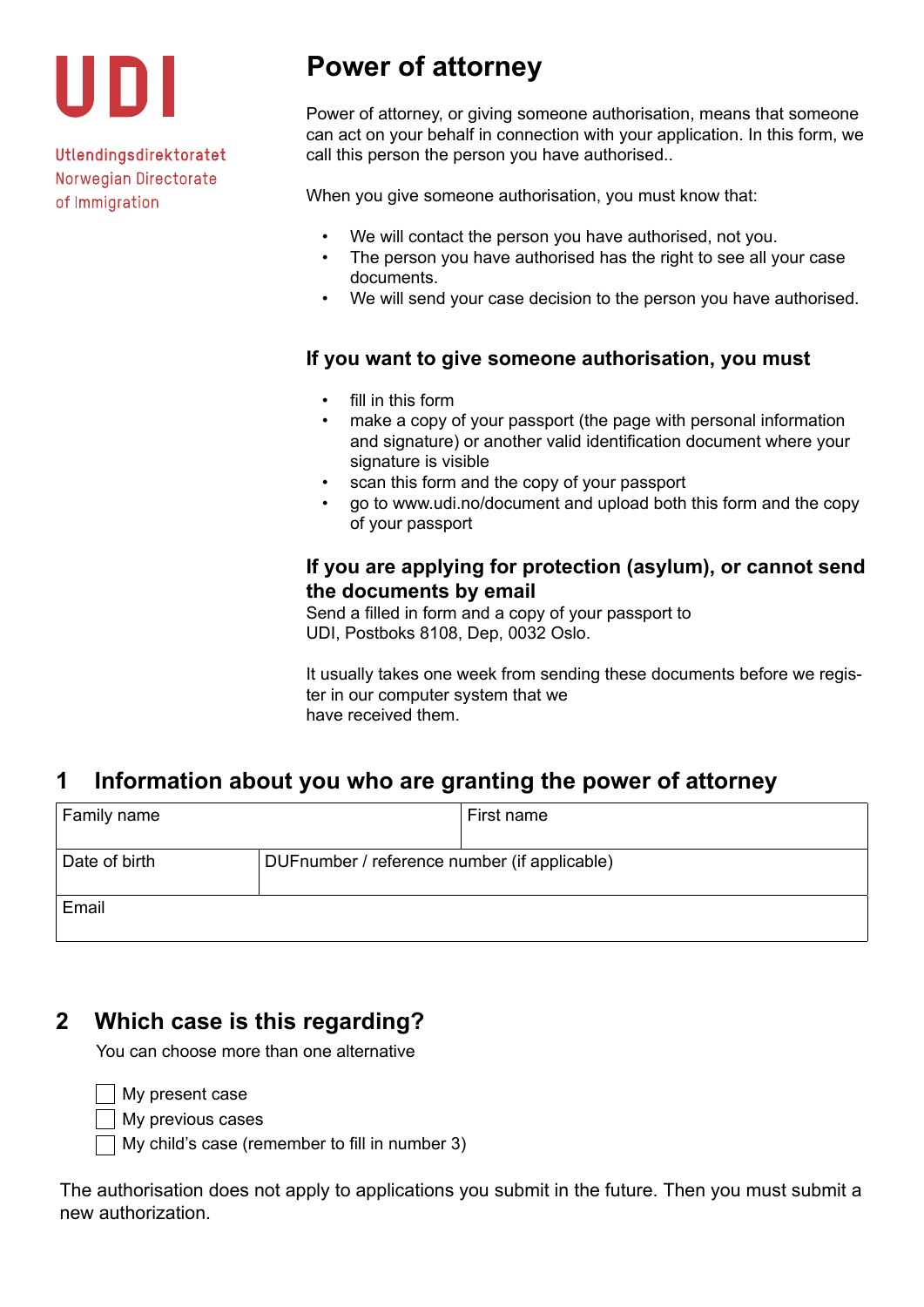UDI

Utlendingsdirektoratet
Norwegian Directorate
of Immigration

# Power of attorney

Power of attorney, or giving someone authorisation, means that someone can act on your behalf in connection with your application. In this form, we call this person the person you have authorised..

When you give someone authorisation, you must know that:

- We will contact the person you have authorised, not you.
- The person you have authorised has the right to see all your case documents.
- We will send your case decision to the person you have authorised.

### If you want to give someone authorisation, you must

- fill in this form
- make a copy of your passport (the page with personal information and signature) or another valid identification document where your signature is visible
- scan this form and the copy of your passport
- go to www.udi.no/document and upload both this form and the copy of your passport

### If you are applying for protection (asylum), or cannot send the documents by email

Send a filled in form and a copy of your passport to
UDI, Postboks 8108, Dep, 0032 Oslo.

It usually takes one week from sending these documents before we register in our computer system that we have received them.

## 1 Information about you who are granting the power of attorney

| Family name | | First name |
|---|---|---|
| Date of birth | DUFnumber / reference number (if applicable) | |
| Email | | |

## 2 Which case is this regarding?

You can choose more than one alternative

- ☐ My present case
- ☐ My previous cases
- ☐ My child's case (remember to fill in number 3)

The authorisation does not apply to applications you submit in the future. Then you must submit a new authorization.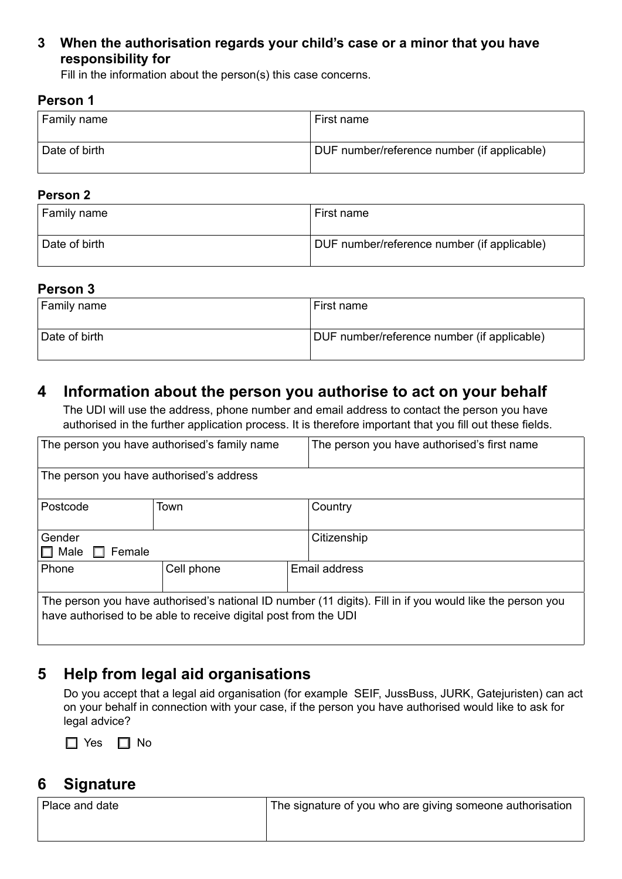## 3 When the authorisation regards your child's case or a minor that you have responsibility for

Fill in the information about the person(s) this case concerns.

### Person 1

| | |
|---|---|
| Family name | First name |
| Date of birth | DUF number/reference number (if applicable) |

### Person 2

| | |
|---|---|
| Family name | First name |
| Date of birth | DUF number/reference number (if applicable) |

### Person 3

| | |
|---|---|
| Family name | First name |
| Date of birth | DUF number/reference number (if applicable) |

## 4 Information about the person you authorise to act on your behalf

The UDI will use the address, phone number and email address to contact the person you have authorised in the further application process. It is therefore important that you fill out these fields.

| | | | |
|---|---|---|---|
| The person you have authorised's family name | | The person you have authorised's first name | |
| The person you have authorised's address | | | |
| Postcode | Town | Country | |
| Gender ☐ Male ☐ Female | | Citizenship | |
| Phone | Cell phone | Email address | |
| The person you have authorised's national ID number (11 digits). Fill in if you would like the person you have authorised to be able to receive digital post from the UDI | | | |

## 5 Help from legal aid organisations

Do you accept that a legal aid organisation (for example SEIF, JussBuss, JURK, Gatejuristen) can act on your behalf in connection with your case, if the person you have authorised would like to ask for legal advice?

☐ Yes ☐ No

## 6 Signature

| | |
|---|---|
| Place and date | The signature of you who are giving someone authorisation |